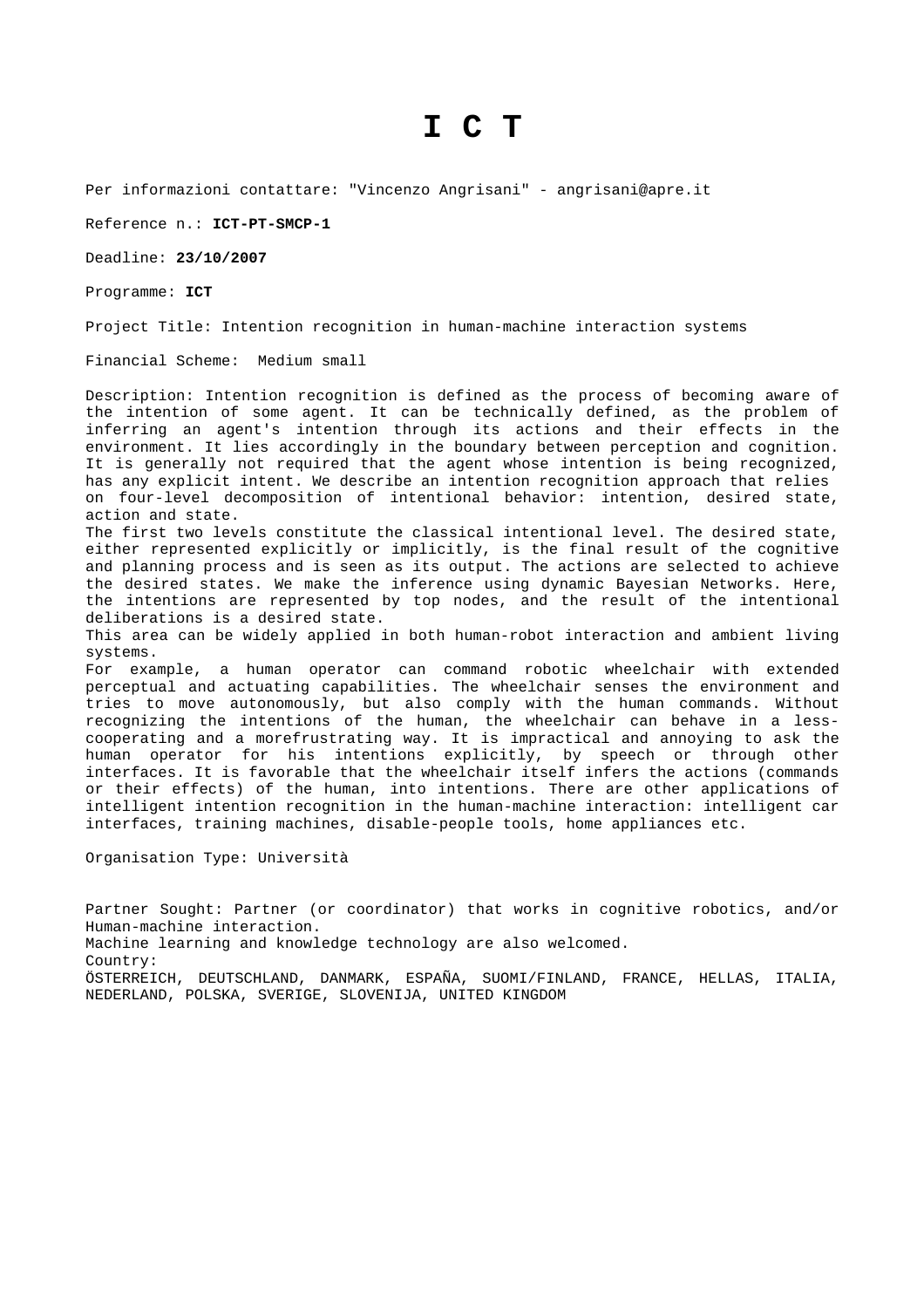# I C T

Per informazioni contattare: "Vincenzo Angrisani" - angrisani@apre.it

Reference n.: **ICT-PT-SMCP-1**

Deadline: **23/10/2007**

Programme: **ICT**

Project Title: Intention recognition in human-machine interaction systems

Financial Scheme: Medium small

Description: Intention recognition is defined as the process of becoming aware of the intention of some agent. It can be technically defined, as the problem of inferring an agent's intention through its actions and their effects in the environment. It lies accordingly in the boundary between perception and cognition. It is generally not required that the agent whose intention is being recognized, has any explicit intent. We describe an intention recognition approach that relies on four-level decomposition of intentional behavior: intention, desired state, action and state.
The first two levels constitute the classical intentional level. The desired state, either represented explicitly or implicitly, is the final result of the cognitive and planning process and is seen as its output. The actions are selected to achieve the desired states. We make the inference using dynamic Bayesian Networks. Here, the intentions are represented by top nodes, and the result of the intentional deliberations is a desired state.
This area can be widely applied in both human-robot interaction and ambient living systems.
For example, a human operator can command robotic wheelchair with extended perceptual and actuating capabilities. The wheelchair senses the environment and tries to move autonomously, but also comply with the human commands. Without recognizing the intentions of the human, the wheelchair can behave in a less-cooperating and a morefrustrating way. It is impractical and annoying to ask the human operator for his intentions explicitly, by speech or through other interfaces. It is favorable that the wheelchair itself infers the actions (commands or their effects) of the human, into intentions. There are other applications of intelligent intention recognition in the human-machine interaction: intelligent car interfaces, training machines, disable-people tools, home appliances etc.

Organisation Type: Università

Partner Sought: Partner (or coordinator) that works in cognitive robotics, and/or Human-machine interaction.
Machine learning and knowledge technology are also welcomed.
Country:
ÖSTERREICH, DEUTSCHLAND, DANMARK, ESPAÑA, SUOMI/FINLAND, FRANCE, HELLAS, ITALIA, NEDERLAND, POLSKA, SVERIGE, SLOVENIJA, UNITED KINGDOM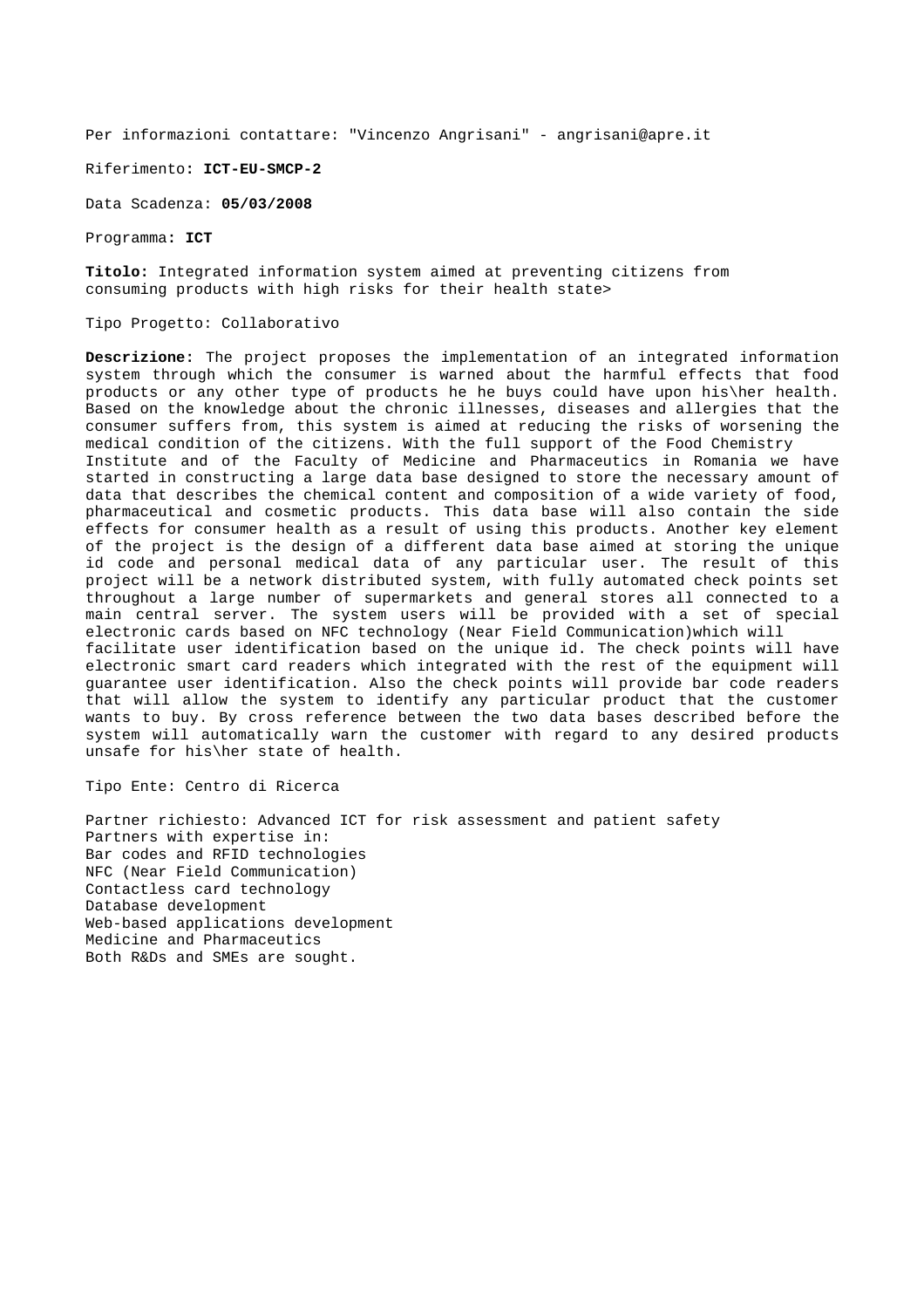Per informazioni contattare: "Vincenzo Angrisani" - angrisani@apre.it

Riferimento**: ICT-EU-SMCP-2**

Data Scadenza: **05/03/2008**

Programma**: ICT**

**Titolo:** Integrated information system aimed at preventing citizens from consuming products with high risks for their health state>

Tipo Progetto: Collaborativo

**Descrizione:** The project proposes the implementation of an integrated information system through which the consumer is warned about the harmful effects that food products or any other type of products he he buys could have upon his\her health. Based on the knowledge about the chronic illnesses, diseases and allergies that the consumer suffers from, this system is aimed at reducing the risks of worsening the medical condition of the citizens. With the full support of the Food Chemistry Institute and of the Faculty of Medicine and Pharmaceutics in Romania we have started in constructing a large data base designed to store the necessary amount of data that describes the chemical content and composition of a wide variety of food, pharmaceutical and cosmetic products. This data base will also contain the side effects for consumer health as a result of using this products. Another key element of the project is the design of a different data base aimed at storing the unique id code and personal medical data of any particular user. The result of this project will be a network distributed system, with fully automated check points set throughout a large number of supermarkets and general stores all connected to a main central server. The system users will be provided with a set of special electronic cards based on NFC technology (Near Field Communication)which will facilitate user identification based on the unique id. The check points will have electronic smart card readers which integrated with the rest of the equipment will guarantee user identification. Also the check points will provide bar code readers that will allow the system to identify any particular product that the customer wants to buy. By cross reference between the two data bases described before the system will automatically warn the customer with regard to any desired products unsafe for his\her state of health.

Tipo Ente: Centro di Ricerca

Partner richiesto: Advanced ICT for risk assessment and patient safety
Partners with expertise in:
Bar codes and RFID technologies
NFC (Near Field Communication)
Contactless card technology
Database development
Web-based applications development
Medicine and Pharmaceutics
Both R&Ds and SMEs are sought.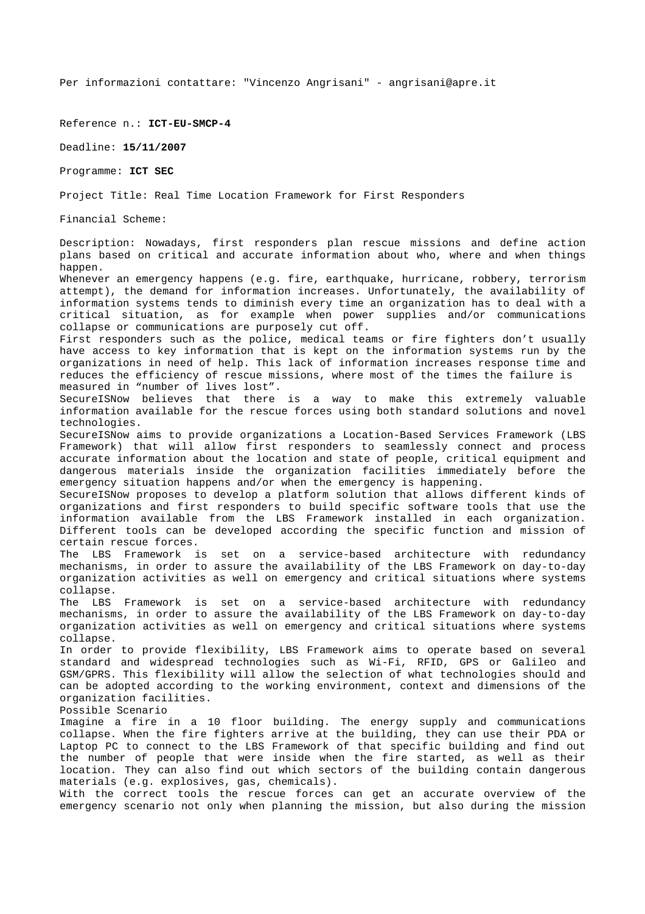Per informazioni contattare: "Vincenzo Angrisani" - angrisani@apre.it

Reference n.: **ICT-EU-SMCP-4**

Deadline: **15/11/2007**

Programme: **ICT SEC**

Project Title: Real Time Location Framework for First Responders

Financial Scheme:

Description: Nowadays, first responders plan rescue missions and define action plans based on critical and accurate information about who, where and when things happen.
Whenever an emergency happens (e.g. fire, earthquake, hurricane, robbery, terrorism attempt), the demand for information increases. Unfortunately, the availability of information systems tends to diminish every time an organization has to deal with a critical situation, as for example when power supplies and/or communications collapse or communications are purposely cut off.
First responders such as the police, medical teams or fire fighters don't usually have access to key information that is kept on the information systems run by the organizations in need of help. This lack of information increases response time and reduces the efficiency of rescue missions, where most of the times the failure is measured in "number of lives lost".
SecureISNow believes that there is a way to make this extremely valuable information available for the rescue forces using both standard solutions and novel technologies.
SecureISNow aims to provide organizations a Location-Based Services Framework (LBS Framework) that will allow first responders to seamlessly connect and process accurate information about the location and state of people, critical equipment and dangerous materials inside the organization facilities immediately before the emergency situation happens and/or when the emergency is happening.
SecureISNow proposes to develop a platform solution that allows different kinds of organizations and first responders to build specific software tools that use the information available from the LBS Framework installed in each organization. Different tools can be developed according the specific function and mission of certain rescue forces.
The LBS Framework is set on a service-based architecture with redundancy mechanisms, in order to assure the availability of the LBS Framework on day-to-day organization activities as well on emergency and critical situations where systems collapse.
The LBS Framework is set on a service-based architecture with redundancy mechanisms, in order to assure the availability of the LBS Framework on day-to-day organization activities as well on emergency and critical situations where systems collapse.
In order to provide flexibility, LBS Framework aims to operate based on several standard and widespread technologies such as Wi-Fi, RFID, GPS or Galileo and GSM/GPRS. This flexibility will allow the selection of what technologies should and can be adopted according to the working environment, context and dimensions of the organization facilities.
Possible Scenario
Imagine a fire in a 10 floor building. The energy supply and communications collapse. When the fire fighters arrive at the building, they can use their PDA or Laptop PC to connect to the LBS Framework of that specific building and find out the number of people that were inside when the fire started, as well as their location. They can also find out which sectors of the building contain dangerous materials (e.g. explosives, gas, chemicals).
With the correct tools the rescue forces can get an accurate overview of the emergency scenario not only when planning the mission, but also during the mission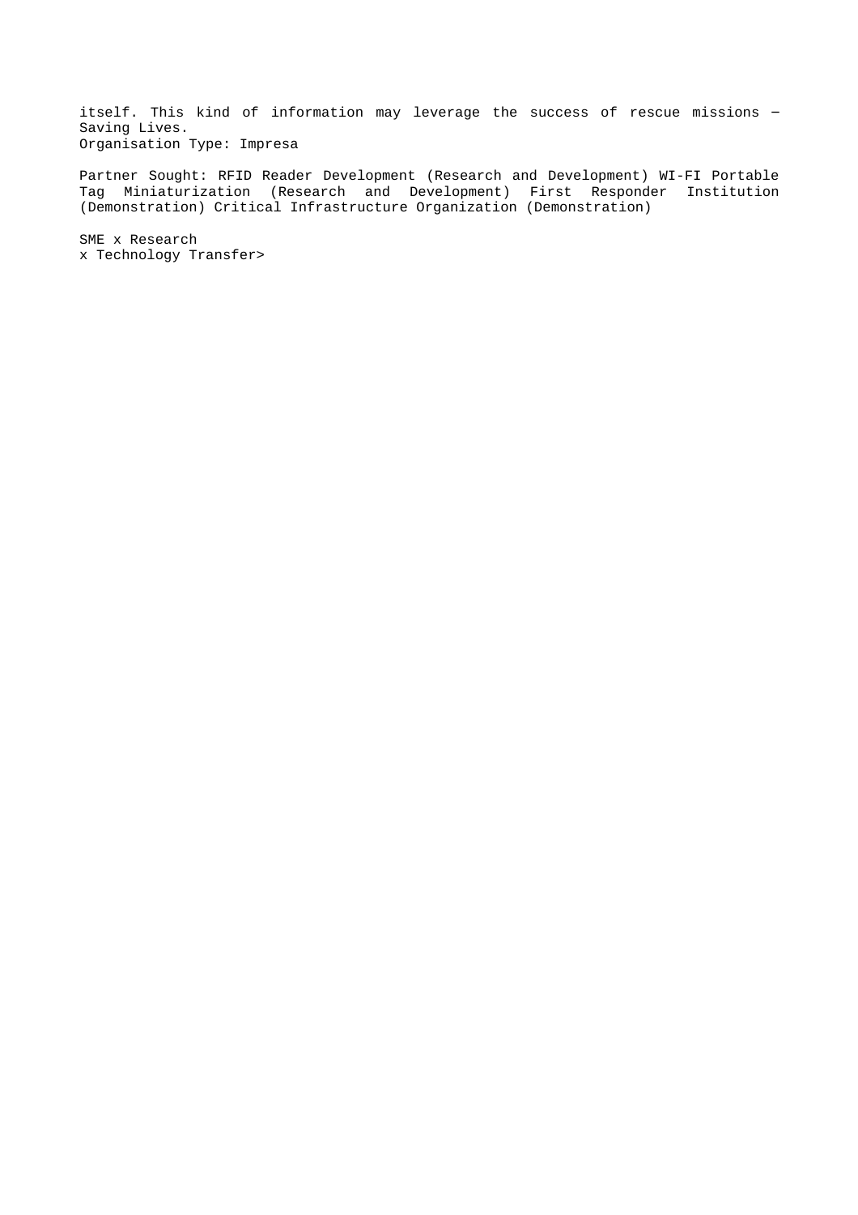itself. This kind of information may leverage the success of rescue missions – Saving Lives.
Organisation Type: Impresa

Partner Sought: RFID Reader Development (Research and Development) WI-FI Portable Tag Miniaturization (Research and Development) First Responder Institution (Demonstration) Critical Infrastructure Organization (Demonstration)

SME x Research
x Technology Transfer>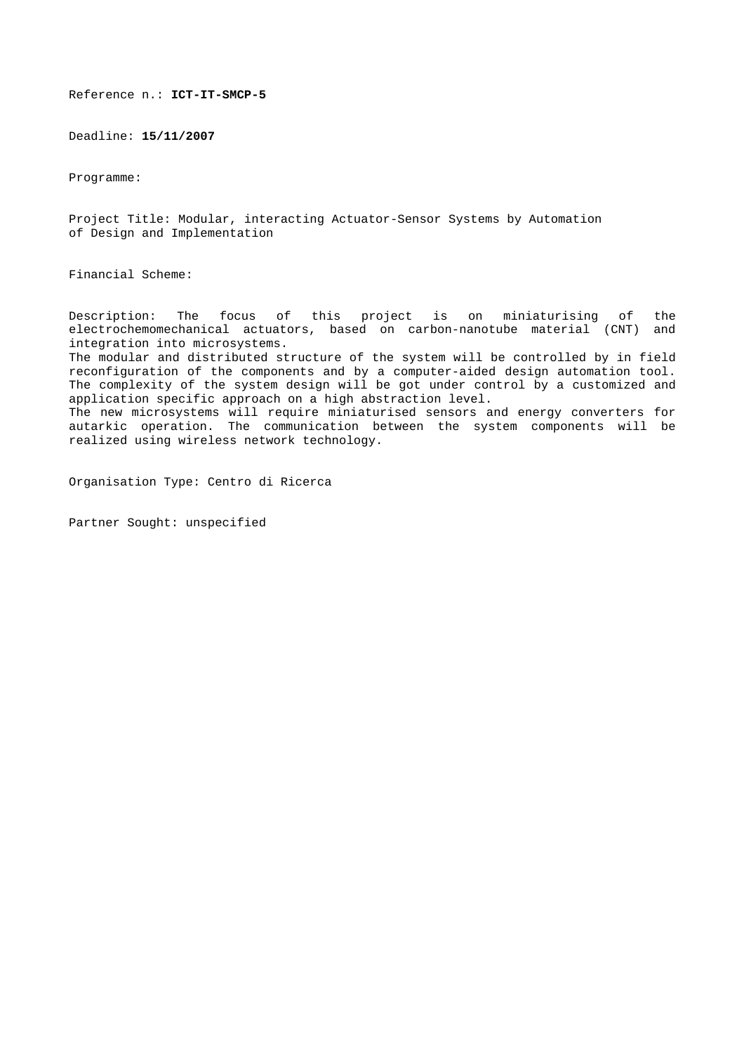Reference n.: **ICT-IT-SMCP-5**

Deadline: **15/11/2007**

Programme:

Project Title: Modular, interacting Actuator-Sensor Systems by Automation of Design and Implementation

Financial Scheme:

Description: The focus of this project is on miniaturising of the electrochemomechanical actuators, based on carbon-nanotube material (CNT) and integration into microsystems.
The modular and distributed structure of the system will be controlled by in field reconfiguration of the components and by a computer-aided design automation tool. The complexity of the system design will be got under control by a customized and application specific approach on a high abstraction level.
The new microsystems will require miniaturised sensors and energy converters for autarkic operation. The communication between the system components will be realized using wireless network technology.

Organisation Type: Centro di Ricerca

Partner Sought: unspecified